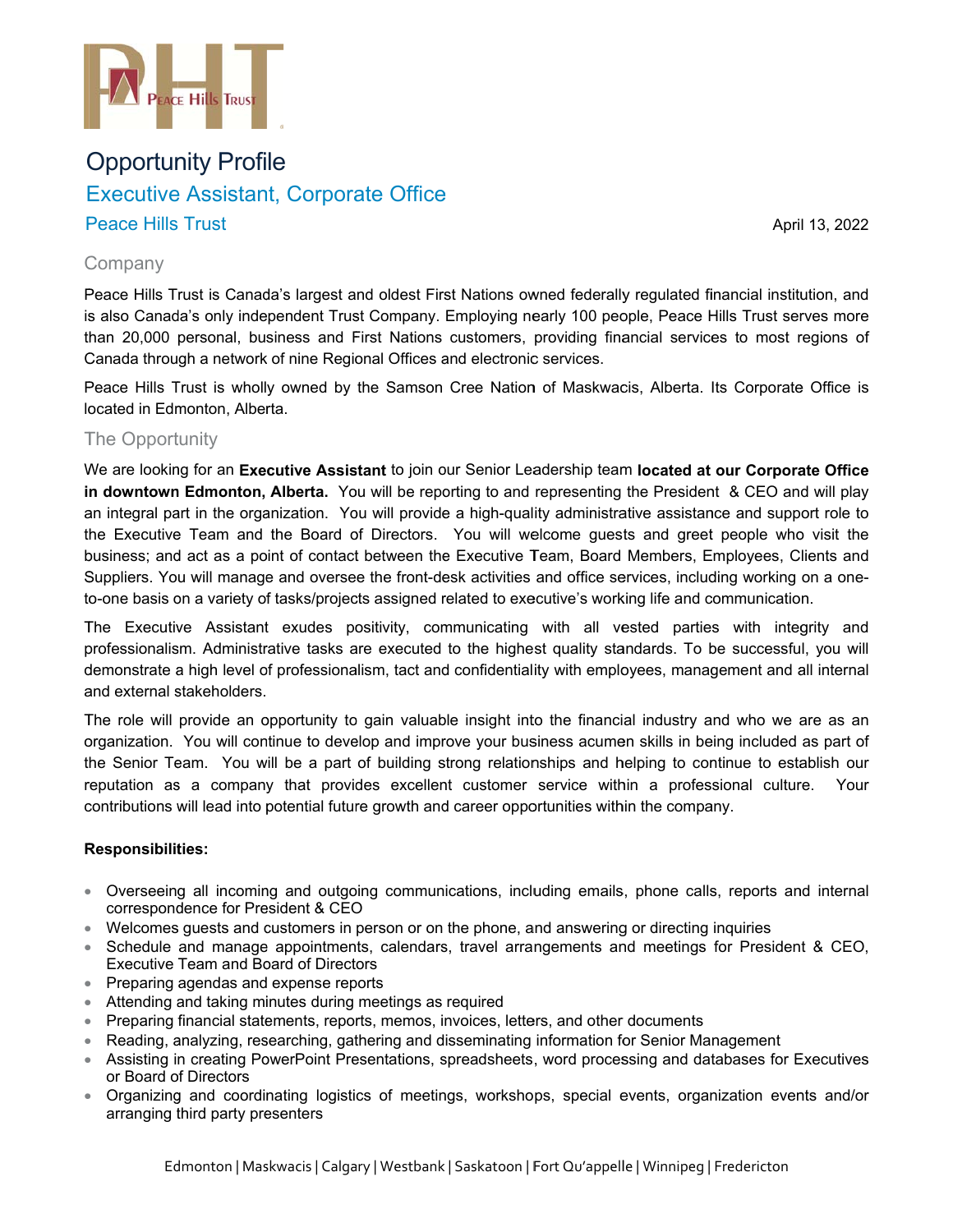# Opportunity Profile

## Executive Assistant, Corporate Office

### Peace Hills Trust

April 13, 2022

### Company

Peace Hills Trust is Canada's largest and oldest First Nations owned federally regulated financial institution, and is also Canada's only independent Trust Company. Employing nearly 100 people, Peace Hills Trust serves more than 20,000 personal, business and First Nations customers, providing financial services to most regions of Canada through a network of nine Regional Offices and electronic services.

Peace Hills Trust is wholly owned by the Samson Cree Nation of Maskwacis, Alberta. Its Corporate Office is located in Edmonton, Alberta.

### The Opportunity

We are looking for an **Executive Assistant** to join our Senior Leadership team **located at our Corporate Office in downtown Edmonton, Alberta.** You will be reporting to and representing the President & CEO and will play an integral part in the organization. You will provide a high-quality administrative assistance and support role to the Executive Team and the Board of Directors. You will welcome guests and greet people who visit the business; and act as a point of contact between the Executive Team, Board Members, Employees, Clients and Suppliers. You will manage and oversee the front-desk activities and office services, including working on a one-to-one basis on a variety of tasks/projects assigned related to executive's working life and communication.

The Executive Assistant exudes positivity, communicating with all vested parties with integrity and professionalism. Administrative tasks are executed to the highest quality standards. To be successful, you will demonstrate a high level of professionalism, tact and confidentiality with employees, management and all internal and external stakeholders.

The role will provide an opportunity to gain valuable insight into the financial industry and who we are as an organization. You will continue to develop and improve your business acumen skills in being included as part of the Senior Team. You will be a part of building strong relationships and helping to continue to establish our reputation as a company that provides excellent customer service within a professional culture. Your contributions will lead into potential future growth and career opportunities within the company.

**Responsibilities:**

- Overseeing all incoming and outgoing communications, including emails, phone calls, reports and internal correspondence for President & CEO
- Welcomes guests and customers in person or on the phone, and answering or directing inquiries
- Schedule and manage appointments, calendars, travel arrangements and meetings for President & CEO, Executive Team and Board of Directors
- Preparing agendas and expense reports
- Attending and taking minutes during meetings as required
- Preparing financial statements, reports, memos, invoices, letters, and other documents
- Reading, analyzing, researching, gathering and disseminating information for Senior Management
- Assisting in creating PowerPoint Presentations, spreadsheets, word processing and databases for Executives or Board of Directors
- Organizing and coordinating logistics of meetings, workshops, special events, organization events and/or arranging third party presenters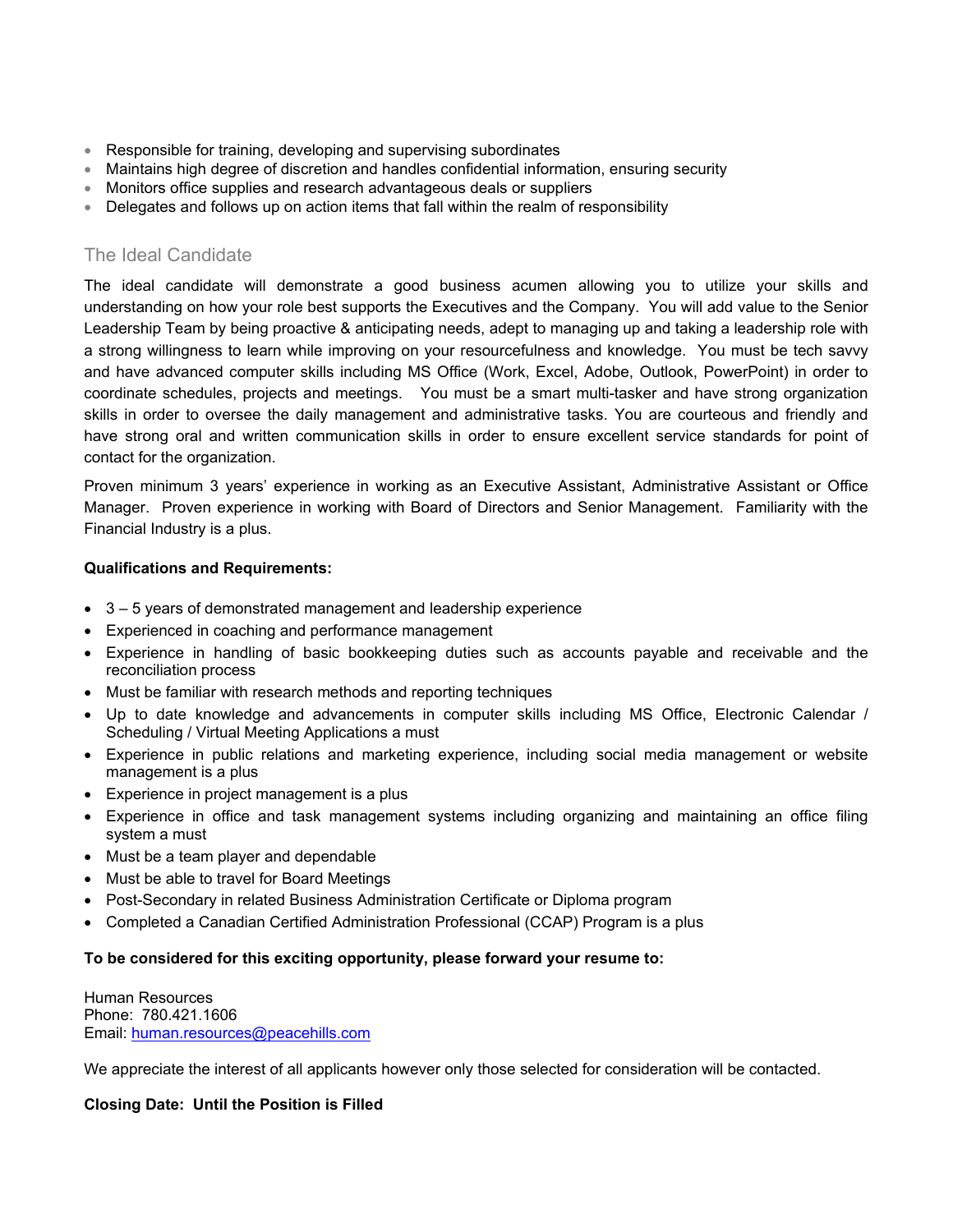- Responsible for training, developing and supervising subordinates
- Maintains high degree of discretion and handles confidential information, ensuring security
- Monitors office supplies and research advantageous deals or suppliers
- Delegates and follows up on action items that fall within the realm of responsibility

## The Ideal Candidate

The ideal candidate will demonstrate a good business acumen allowing you to utilize your skills and understanding on how your role best supports the Executives and the Company. You will add value to the Senior Leadership Team by being proactive & anticipating needs, adept to managing up and taking a leadership role with a strong willingness to learn while improving on your resourcefulness and knowledge. You must be tech savvy and have advanced computer skills including MS Office (Work, Excel, Adobe, Outlook, PowerPoint) in order to coordinate schedules, projects and meetings. You must be a smart multi-tasker and have strong organization skills in order to oversee the daily management and administrative tasks. You are courteous and friendly and have strong oral and written communication skills in order to ensure excellent service standards for point of contact for the organization.

Proven minimum 3 years' experience in working as an Executive Assistant, Administrative Assistant or Office Manager. Proven experience in working with Board of Directors and Senior Management. Familiarity with the Financial Industry is a plus.

**Qualifications and Requirements:**

- 3 – 5 years of demonstrated management and leadership experience
- Experienced in coaching and performance management
- Experience in handling of basic bookkeeping duties such as accounts payable and receivable and the reconciliation process
- Must be familiar with research methods and reporting techniques
- Up to date knowledge and advancements in computer skills including MS Office, Electronic Calendar / Scheduling / Virtual Meeting Applications a must
- Experience in public relations and marketing experience, including social media management or website management is a plus
- Experience in project management is a plus
- Experience in office and task management systems including organizing and maintaining an office filing system a must
- Must be a team player and dependable
- Must be able to travel for Board Meetings
- Post-Secondary in related Business Administration Certificate or Diploma program
- Completed a Canadian Certified Administration Professional (CCAP) Program is a plus

**To be considered for this exciting opportunity, please forward your resume to:**

Human Resources
Phone: 780.421.1606
Email: human.resources@peacehills.com

We appreciate the interest of all applicants however only those selected for consideration will be contacted.

**Closing Date: Until the Position is Filled**